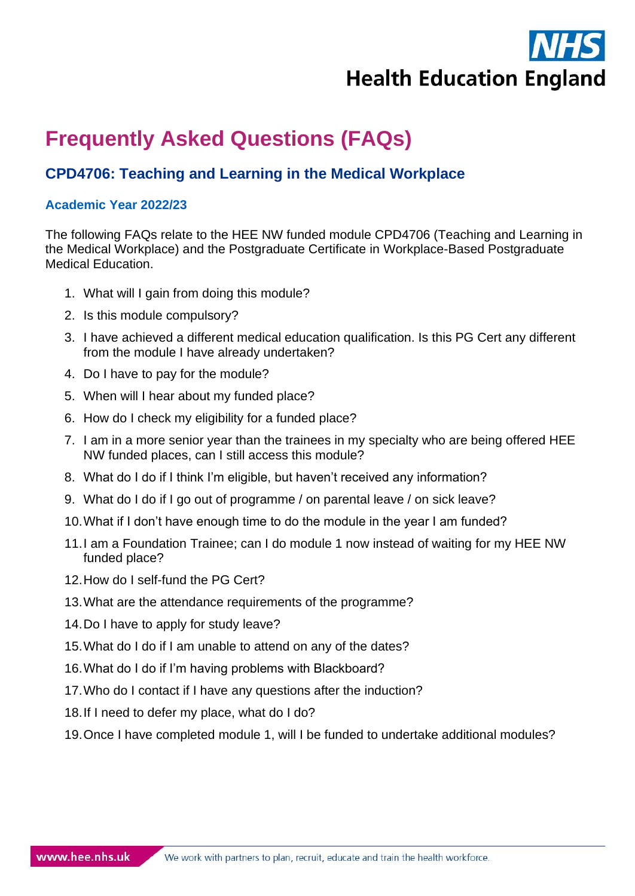# Frequently Asked Questions (FAQs)

## CPD4706: Teaching and Learning in the Medical Workplace

### Academic Year 2022/23

The following FAQs relate to the HEE NW funded module CPD4706 (Teaching and Learning in the Medical Workplace) and the Postgraduate Certificate in Workplace-Based Postgraduate Medical Education.

1. What will I gain from doing this module?
2. Is this module compulsory?
3. I have achieved a different medical education qualification. Is this PG Cert any different from the module I have already undertaken?
4. Do I have to pay for the module?
5. When will I hear about my funded place?
6. How do I check my eligibility for a funded place?
7. I am in a more senior year than the trainees in my specialty who are being offered HEE NW funded places, can I still access this module?
8. What do I do if I think I'm eligible, but haven't received any information?
9. What do I do if I go out of programme / on parental leave / on sick leave?
10. What if I don't have enough time to do the module in the year I am funded?
11. I am a Foundation Trainee; can I do module 1 now instead of waiting for my HEE NW funded place?
12. How do I self-fund the PG Cert?
13. What are the attendance requirements of the programme?
14. Do I have to apply for study leave?
15. What do I do if I am unable to attend on any of the dates?
16. What do I do if I'm having problems with Blackboard?
17. Who do I contact if I have any questions after the induction?
18. If I need to defer my place, what do I do?
19. Once I have completed module 1, will I be funded to undertake additional modules?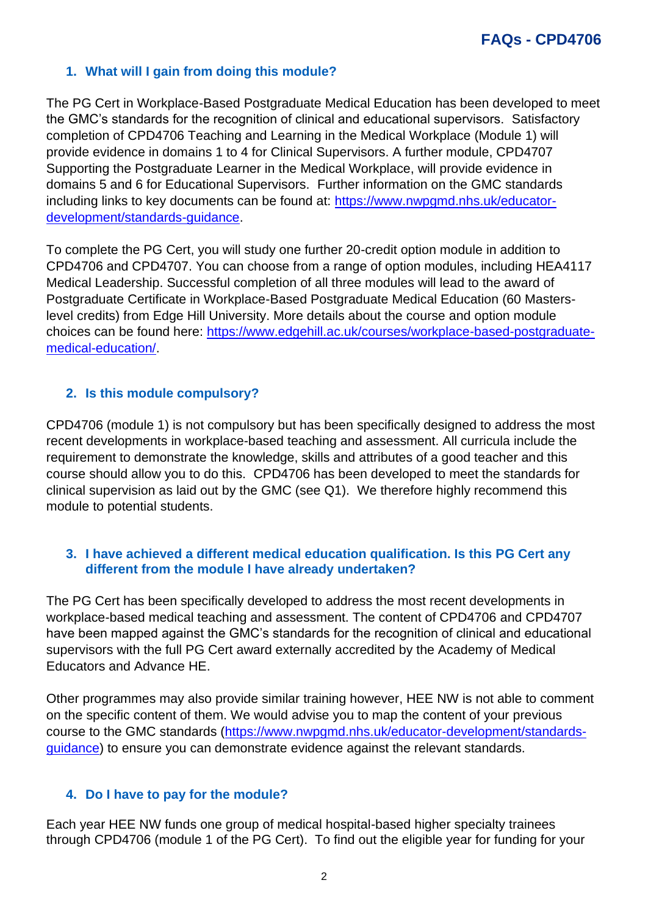## 1. What will I gain from doing this module?

The PG Cert in Workplace-Based Postgraduate Medical Education has been developed to meet the GMC's standards for the recognition of clinical and educational supervisors. Satisfactory completion of CPD4706 Teaching and Learning in the Medical Workplace (Module 1) will provide evidence in domains 1 to 4 for Clinical Supervisors. A further module, CPD4707 Supporting the Postgraduate Learner in the Medical Workplace, will provide evidence in domains 5 and 6 for Educational Supervisors. Further information on the GMC standards including links to key documents can be found at: [https://www.nwpgmd.nhs.uk/educator-development/standards-guidance](https://www.nwpgmd.nhs.uk/educator-development/standards-guidance).

To complete the PG Cert, you will study one further 20-credit option module in addition to CPD4706 and CPD4707. You can choose from a range of option modules, including HEA4117 Medical Leadership. Successful completion of all three modules will lead to the award of Postgraduate Certificate in Workplace-Based Postgraduate Medical Education (60 Masters-level credits) from Edge Hill University. More details about the course and option module choices can be found here: [https://www.edgehill.ac.uk/courses/workplace-based-postgraduate-medical-education/](https://www.edgehill.ac.uk/courses/workplace-based-postgraduate-medical-education/).

## 2. Is this module compulsory?

CPD4706 (module 1) is not compulsory but has been specifically designed to address the most recent developments in workplace-based teaching and assessment. All curricula include the requirement to demonstrate the knowledge, skills and attributes of a good teacher and this course should allow you to do this. CPD4706 has been developed to meet the standards for clinical supervision as laid out by the GMC (see Q1). We therefore highly recommend this module to potential students.

## 3. I have achieved a different medical education qualification. Is this PG Cert any different from the module I have already undertaken?

The PG Cert has been specifically developed to address the most recent developments in workplace-based medical teaching and assessment. The content of CPD4706 and CPD4707 have been mapped against the GMC's standards for the recognition of clinical and educational supervisors with the full PG Cert award externally accredited by the Academy of Medical Educators and Advance HE.

Other programmes may also provide similar training however, HEE NW is not able to comment on the specific content of them. We would advise you to map the content of your previous course to the GMC standards ([https://www.nwpgmd.nhs.uk/educator-development/standards-guidance](https://www.nwpgmd.nhs.uk/educator-development/standards-guidance)) to ensure you can demonstrate evidence against the relevant standards.

## 4. Do I have to pay for the module?

Each year HEE NW funds one group of medical hospital-based higher specialty trainees through CPD4706 (module 1 of the PG Cert). To find out the eligible year for funding for your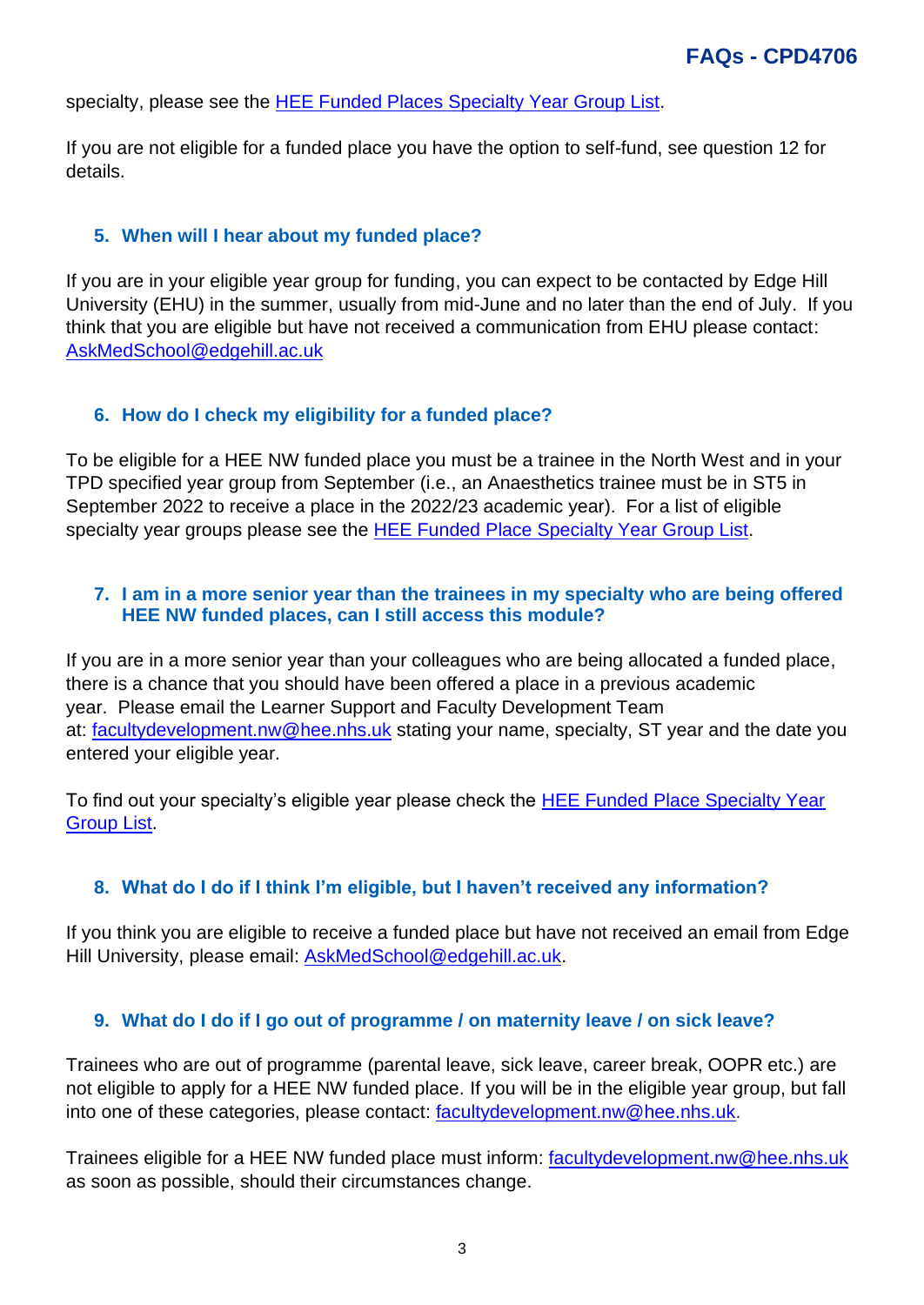specialty, please see the [HEE Funded Places Specialty Year Group List](#).

If you are not eligible for a funded place you have the option to self-fund, see question 12 for details.

### 5. When will I hear about my funded place?

If you are in your eligible year group for funding, you can expect to be contacted by Edge Hill University (EHU) in the summer, usually from mid-June and no later than the end of July. If you think that you are eligible but have not received a communication from EHU please contact: AskMedSchool@edgehill.ac.uk

### 6. How do I check my eligibility for a funded place?

To be eligible for a HEE NW funded place you must be a trainee in the North West and in your TPD specified year group from September (i.e., an Anaesthetics trainee must be in ST5 in September 2022 to receive a place in the 2022/23 academic year). For a list of eligible specialty year groups please see the [HEE Funded Place Specialty Year Group List](#).

### 7. I am in a more senior year than the trainees in my specialty who are being offered HEE NW funded places, can I still access this module?

If you are in a more senior year than your colleagues who are being allocated a funded place, there is a chance that you should have been offered a place in a previous academic year. Please email the Learner Support and Faculty Development Team at: facultydevelopment.nw@hee.nhs.uk stating your name, specialty, ST year and the date you entered your eligible year.

To find out your specialty's eligible year please check the [HEE Funded Place Specialty Year Group List](#).

### 8. What do I do if I think I'm eligible, but I haven't received any information?

If you think you are eligible to receive a funded place but have not received an email from Edge Hill University, please email: AskMedSchool@edgehill.ac.uk.

### 9. What do I do if I go out of programme / on maternity leave / on sick leave?

Trainees who are out of programme (parental leave, sick leave, career break, OOPR etc.) are not eligible to apply for a HEE NW funded place. If you will be in the eligible year group, but fall into one of these categories, please contact: facultydevelopment.nw@hee.nhs.uk.

Trainees eligible for a HEE NW funded place must inform: facultydevelopment.nw@hee.nhs.uk as soon as possible, should their circumstances change.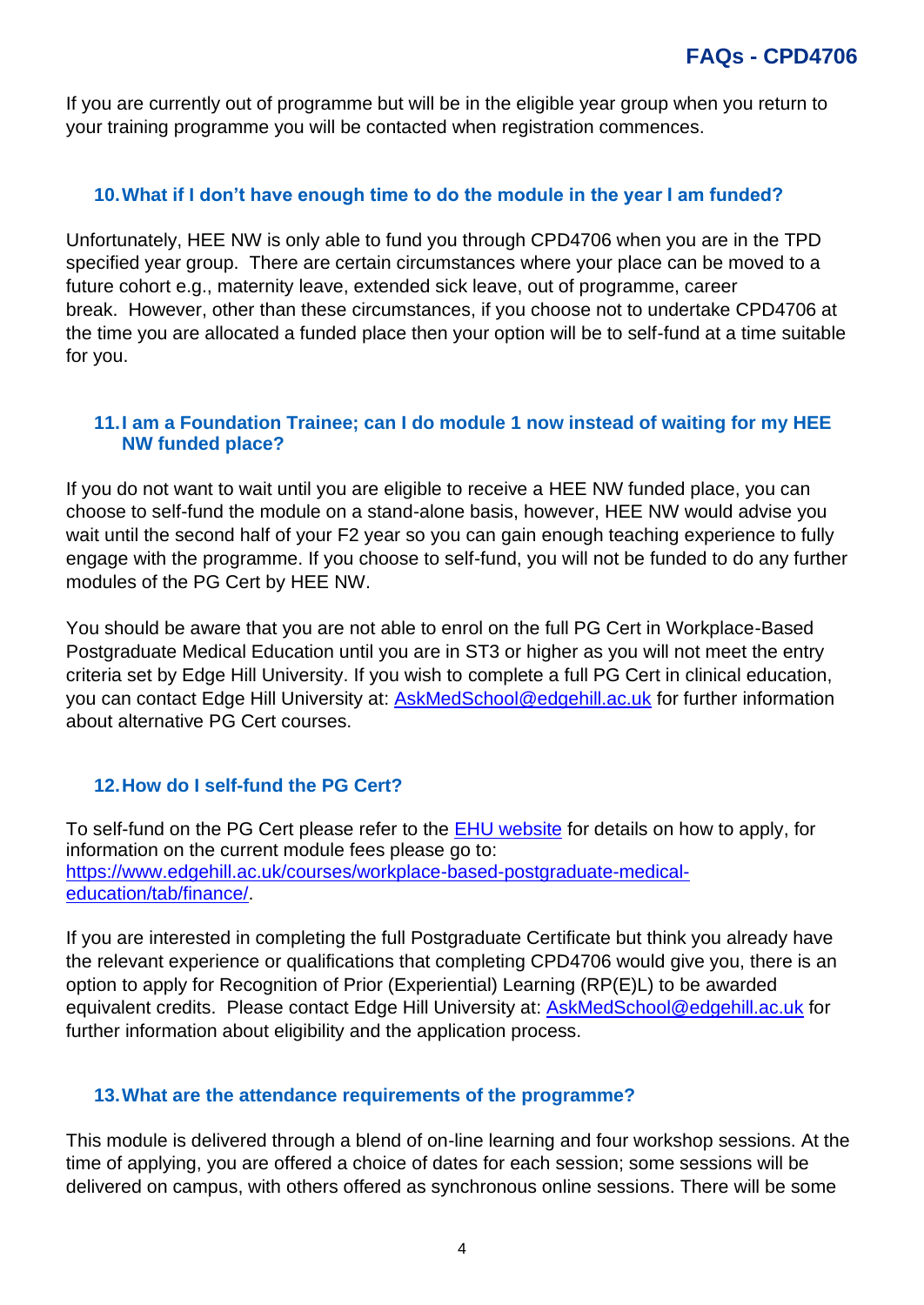If you are currently out of programme but will be in the eligible year group when you return to your training programme you will be contacted when registration commences.

### 10. What if I don't have enough time to do the module in the year I am funded?

Unfortunately, HEE NW is only able to fund you through CPD4706 when you are in the TPD specified year group. There are certain circumstances where your place can be moved to a future cohort e.g., maternity leave, extended sick leave, out of programme, career break. However, other than these circumstances, if you choose not to undertake CPD4706 at the time you are allocated a funded place then your option will be to self-fund at a time suitable for you.

### 11. I am a Foundation Trainee; can I do module 1 now instead of waiting for my HEE NW funded place?

If you do not want to wait until you are eligible to receive a HEE NW funded place, you can choose to self-fund the module on a stand-alone basis, however, HEE NW would advise you wait until the second half of your F2 year so you can gain enough teaching experience to fully engage with the programme. If you choose to self-fund, you will not be funded to do any further modules of the PG Cert by HEE NW.

You should be aware that you are not able to enrol on the full PG Cert in Workplace-Based Postgraduate Medical Education until you are in ST3 or higher as you will not meet the entry criteria set by Edge Hill University. If you wish to complete a full PG Cert in clinical education, you can contact Edge Hill University at: [AskMedSchool@edgehill.ac.uk](mailto:AskMedSchool@edgehill.ac.uk) for further information about alternative PG Cert courses.

### 12. How do I self-fund the PG Cert?

To self-fund on the PG Cert please refer to the EHU website for details on how to apply, for information on the current module fees please go to: [https://www.edgehill.ac.uk/courses/workplace-based-postgraduate-medical-education/tab/finance/](https://www.edgehill.ac.uk/courses/workplace-based-postgraduate-medical-education/tab/finance/).

If you are interested in completing the full Postgraduate Certificate but think you already have the relevant experience or qualifications that completing CPD4706 would give you, there is an option to apply for Recognition of Prior (Experiential) Learning (RP(E)L) to be awarded equivalent credits. Please contact Edge Hill University at: [AskMedSchool@edgehill.ac.uk](mailto:AskMedSchool@edgehill.ac.uk) for further information about eligibility and the application process.

### 13. What are the attendance requirements of the programme?

This module is delivered through a blend of on-line learning and four workshop sessions. At the time of applying, you are offered a choice of dates for each session; some sessions will be delivered on campus, with others offered as synchronous online sessions. There will be some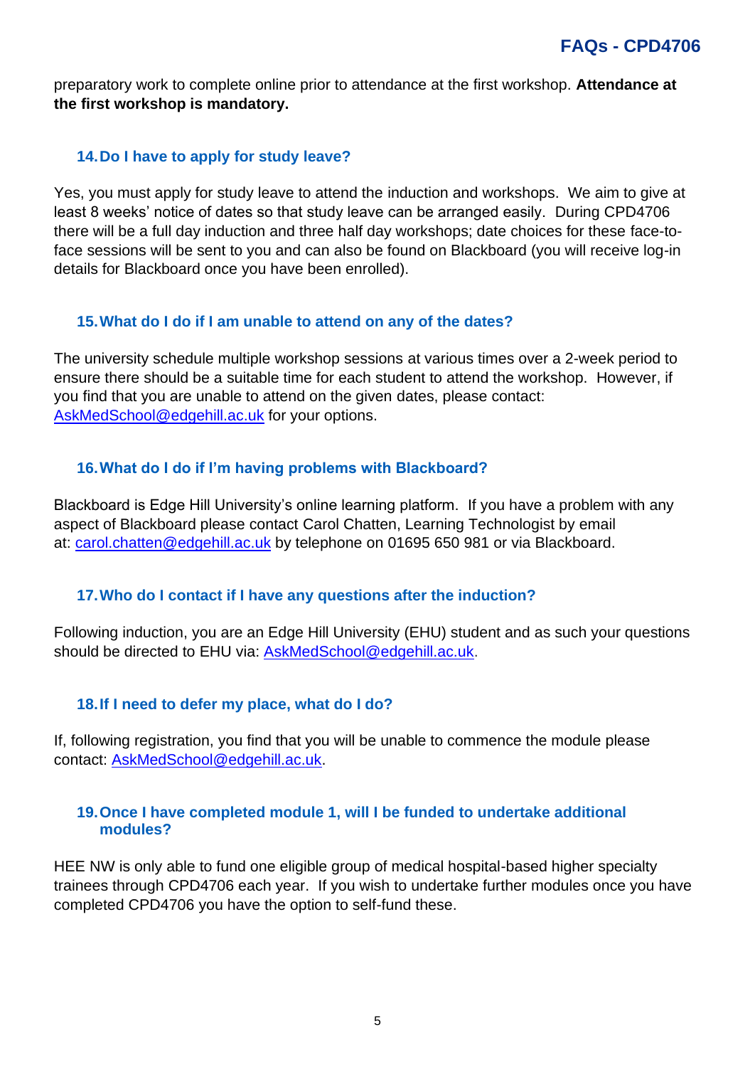preparatory work to complete online prior to attendance at the first workshop. **Attendance at the first workshop is mandatory.**

### 14. Do I have to apply for study leave?

Yes, you must apply for study leave to attend the induction and workshops. We aim to give at least 8 weeks' notice of dates so that study leave can be arranged easily. During CPD4706 there will be a full day induction and three half day workshops; date choices for these face-to-face sessions will be sent to you and can also be found on Blackboard (you will receive log-in details for Blackboard once you have been enrolled).

### 15. What do I do if I am unable to attend on any of the dates?

The university schedule multiple workshop sessions at various times over a 2-week period to ensure there should be a suitable time for each student to attend the workshop. However, if you find that you are unable to attend on the given dates, please contact: AskMedSchool@edgehill.ac.uk for your options.

### 16. What do I do if I'm having problems with Blackboard?

Blackboard is Edge Hill University's online learning platform. If you have a problem with any aspect of Blackboard please contact Carol Chatten, Learning Technologist by email at: carol.chatten@edgehill.ac.uk by telephone on 01695 650 981 or via Blackboard.

### 17. Who do I contact if I have any questions after the induction?

Following induction, you are an Edge Hill University (EHU) student and as such your questions should be directed to EHU via: AskMedSchool@edgehill.ac.uk.

### 18. If I need to defer my place, what do I do?

If, following registration, you find that you will be unable to commence the module please contact: AskMedSchool@edgehill.ac.uk.

### 19. Once I have completed module 1, will I be funded to undertake additional modules?

HEE NW is only able to fund one eligible group of medical hospital-based higher specialty trainees through CPD4706 each year. If you wish to undertake further modules once you have completed CPD4706 you have the option to self-fund these.